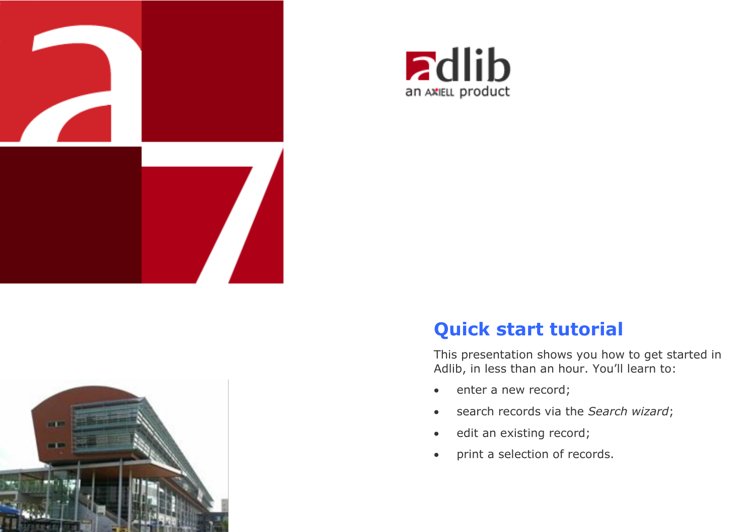adlib

an AXIELL product

# Quick start tutorial

This presentation shows you how to get started in Adlib, in less than an hour. You'll learn to:

- enter a new record;
- search records via the *Search wizard*;
- edit an existing record;
- print a selection of records.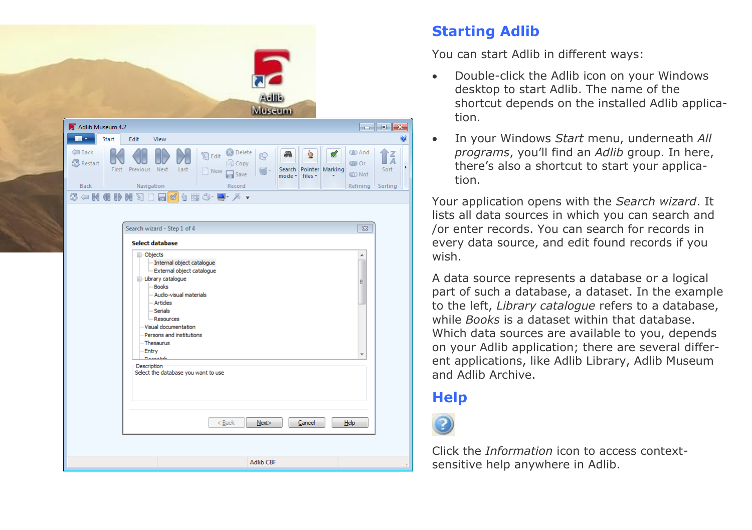## Starting Adlib

You can start Adlib in different ways:

- Double-click the Adlib icon on your Windows desktop to start Adlib. The name of the shortcut depends on the installed Adlib application.
- In your Windows *Start* menu, underneath *All programs*, you'll find an *Adlib* group. In here, there's also a shortcut to start your application.

Your application opens with the *Search wizard*. It lists all data sources in which you can search and /or enter records. You can search for records in every data source, and edit found records if you wish.

A data source represents a database or a logical part of such a database, a dataset. In the example to the left, *Library catalogue* refers to a database, while *Books* is a dataset within that database. Which data sources are available to you, depends on your Adlib application; there are several different applications, like Adlib Library, Adlib Museum and Adlib Archive.

## Help

Click the *Information* icon to access context-sensitive help anywhere in Adlib.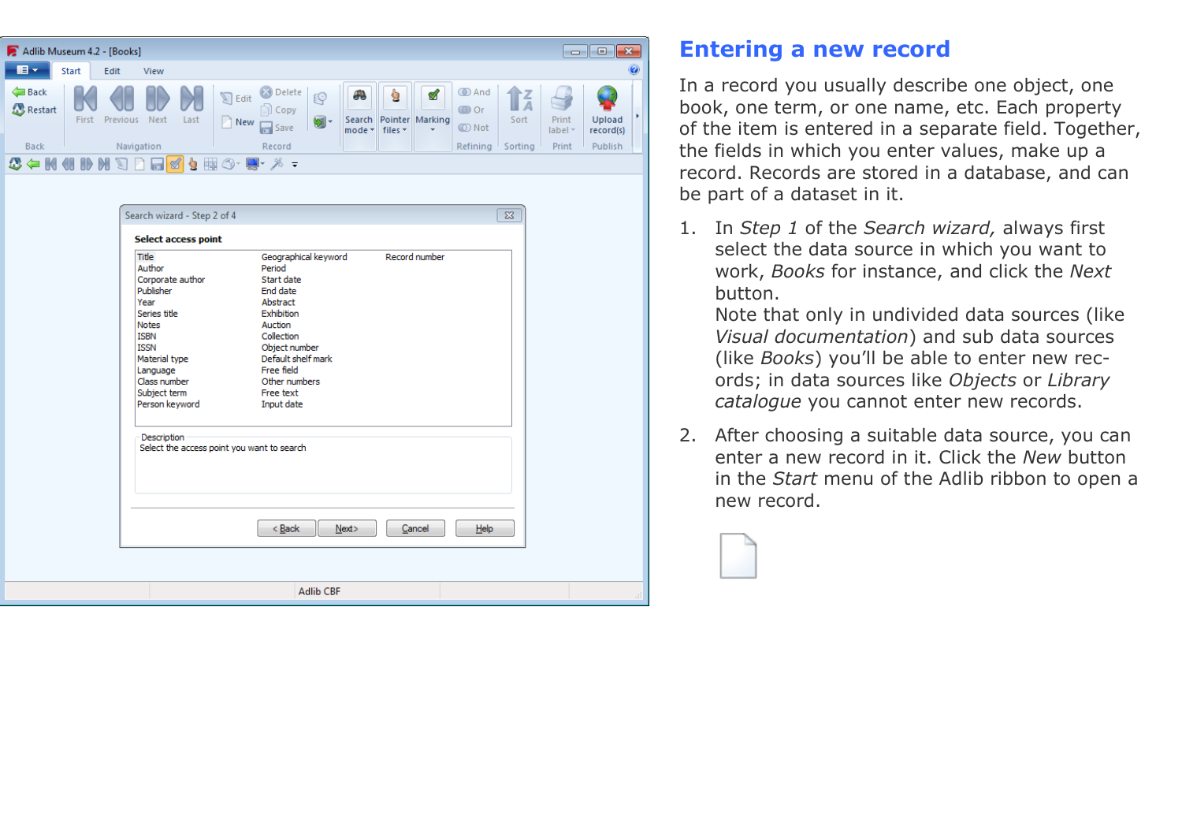## Entering a new record

In a record you usually describe one object, one book, one term, or one name, etc. Each property of the item is entered in a separate field. Together, the fields in which you enter values, make up a record. Records are stored in a database, and can be part of a dataset in it.

1. In *Step 1* of the *Search wizard,* always first select the data source in which you want to work, *Books* for instance, and click the *Next* button.
   Note that only in undivided data sources (like *Visual documentation*) and sub data sources (like *Books*) you'll be able to enter new records; in data sources like *Objects* or *Library catalogue* you cannot enter new records.

2. After choosing a suitable data source, you can enter a new record in it. Click the *New* button in the *Start* menu of the Adlib ribbon to open a new record.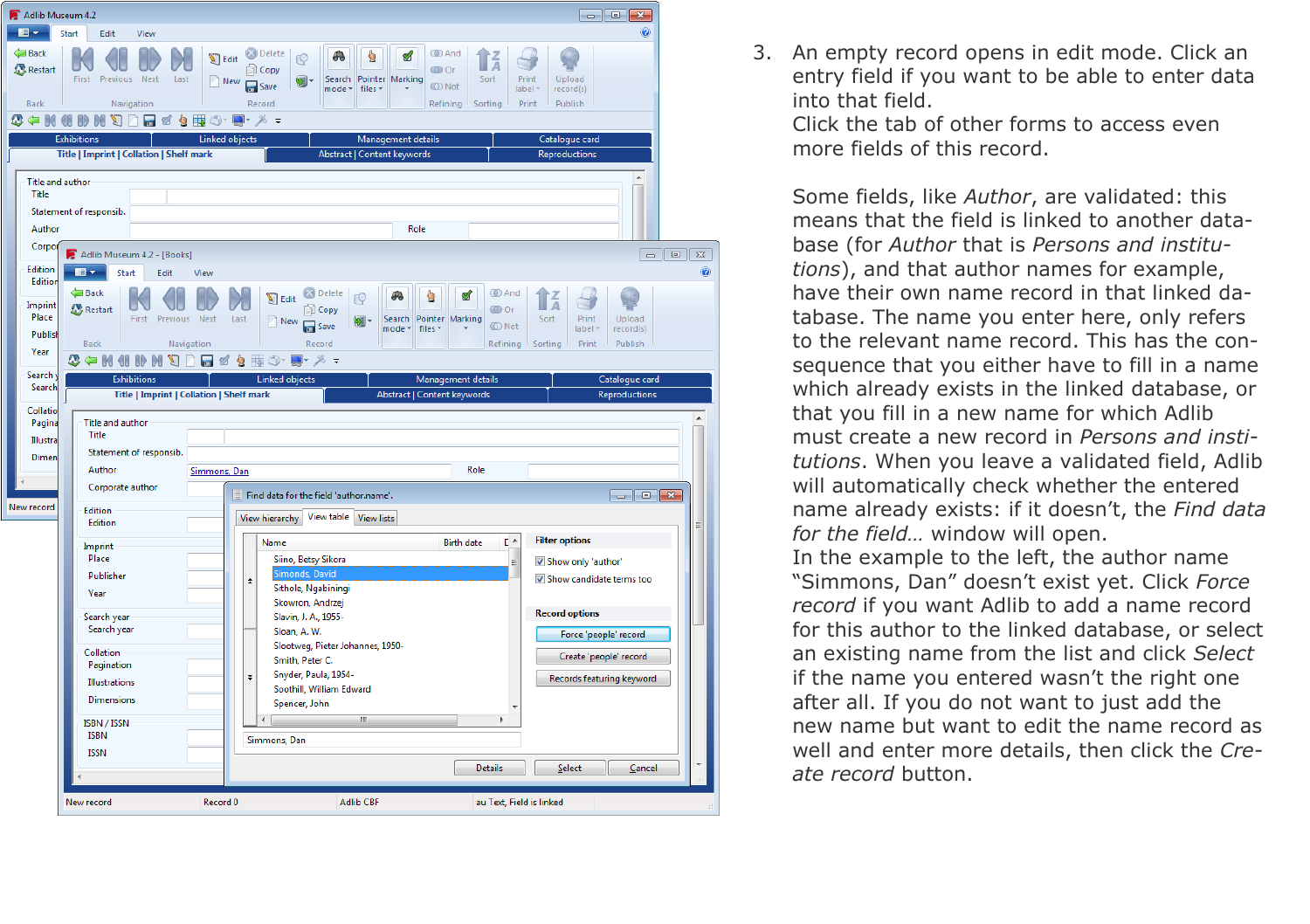3. An empty record opens in edit mode. Click an entry field if you want to be able to enter data into that field.
   Click the tab of other forms to access even more fields of this record.

   Some fields, like *Author*, are validated: this means that the field is linked to another database (for *Author* that is *Persons and institutions*), and that author names for example, have their own name record in that linked database. The name you enter here, only refers to the relevant name record. This has the consequence that you either have to fill in a name which already exists in the linked database, or that you fill in a new name for which Adlib must create a new record in *Persons and institutions*. When you leave a validated field, Adlib will automatically check whether the entered name already exists: if it doesn't, the *Find data for the field…* window will open.
   In the example to the left, the author name "Simmons, Dan" doesn't exist yet. Click *Force record* if you want Adlib to add a name record for this author to the linked database, or select an existing name from the list and click *Select* if the name you entered wasn't the right one after all. If you do not want to just add the new name but want to edit the name record as well and enter more details, then click the *Create record* button.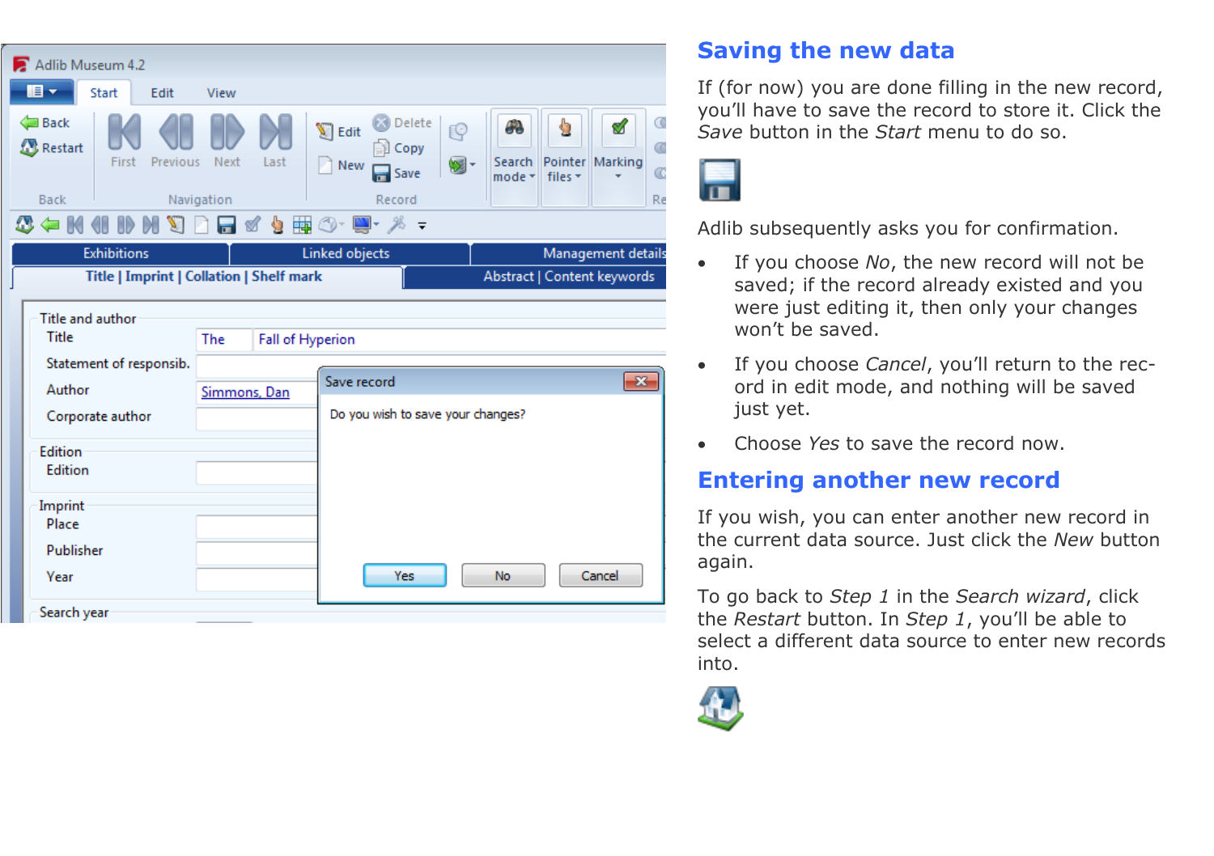## Saving the new data

If (for now) you are done filling in the new record, you'll have to save the record to store it. Click the *Save* button in the *Start* menu to do so.

Adlib subsequently asks you for confirmation.

- If you choose *No*, the new record will not be saved; if the record already existed and you were just editing it, then only your changes won't be saved.
- If you choose *Cancel*, you'll return to the record in edit mode, and nothing will be saved just yet.
- Choose *Yes* to save the record now.

## Entering another new record

If you wish, you can enter another new record in the current data source. Just click the *New* button again.

To go back to *Step 1* in the *Search wizard*, click the *Restart* button. In *Step 1*, you'll be able to select a different data source to enter new records into.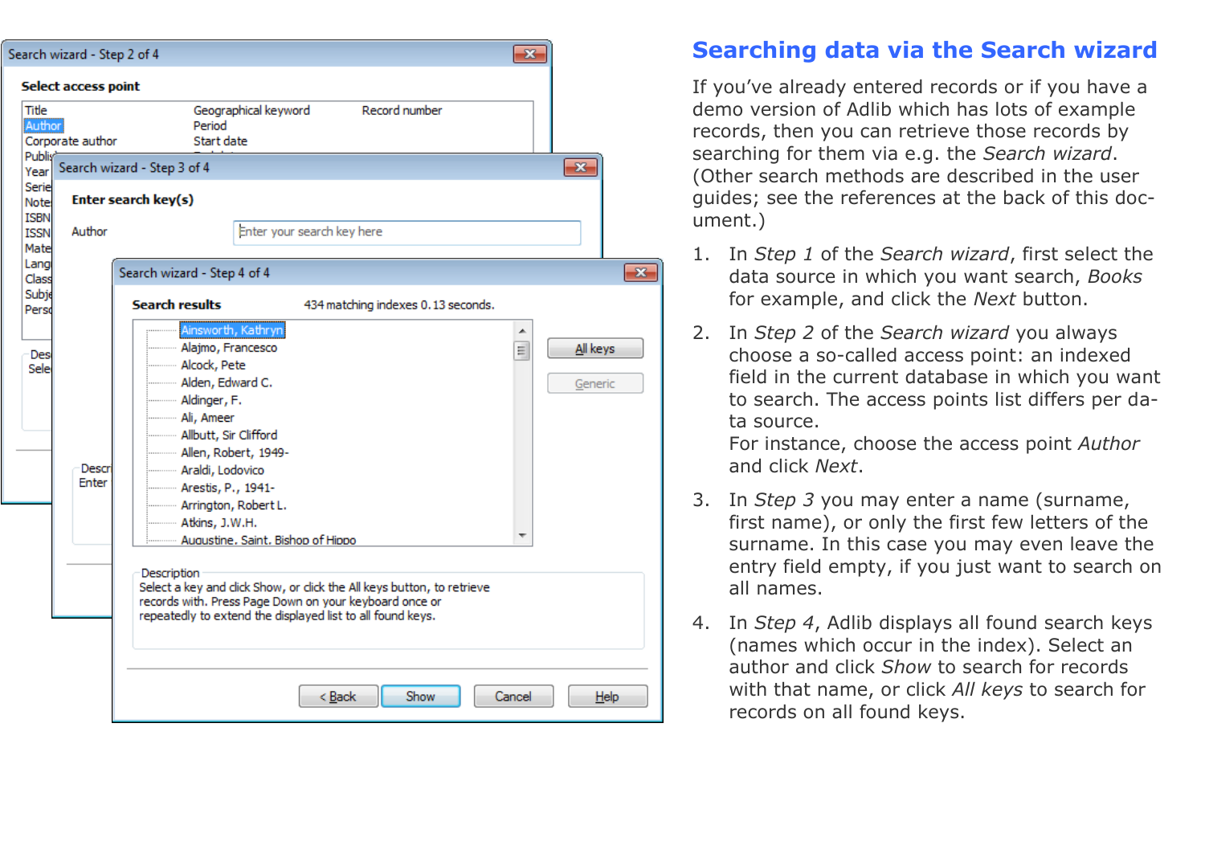## Searching data via the Search wizard

If you've already entered records or if you have a demo version of Adlib which has lots of example records, then you can retrieve those records by searching for them via e.g. the *Search wizard*. (Other search methods are described in the user guides; see the references at the back of this document.)

1. In *Step 1* of the *Search wizard*, first select the data source in which you want search, *Books* for example, and click the *Next* button.

2. In *Step 2* of the *Search wizard* you always choose a so-called access point: an indexed field in the current database in which you want to search. The access points list differs per data source.
   For instance, choose the access point *Author* and click *Next*.

3. In *Step 3* you may enter a name (surname, first name), or only the first few letters of the surname. In this case you may even leave the entry field empty, if you just want to search on all names.

4. In *Step 4*, Adlib displays all found search keys (names which occur in the index). Select an author and click *Show* to search for records with that name, or click *All keys* to search for records on all found keys.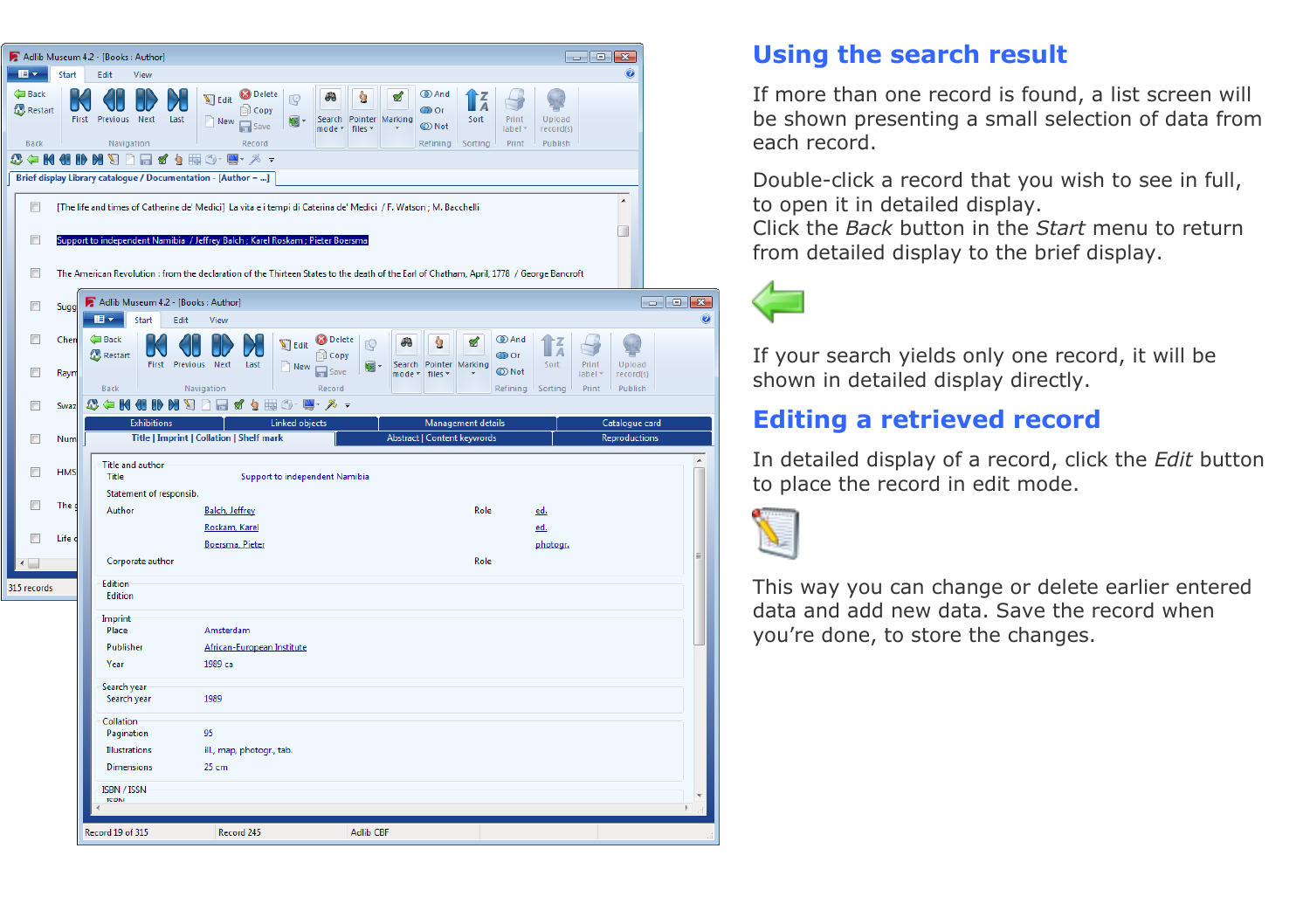## Using the search result

If more than one record is found, a list screen will be shown presenting a small selection of data from each record.

Double-click a record that you wish to see in full, to open it in detailed display.
Click the *Back* button in the *Start* menu to return from detailed display to the brief display.

If your search yields only one record, it will be shown in detailed display directly.

## Editing a retrieved record

In detailed display of a record, click the *Edit* button to place the record in edit mode.

This way you can change or delete earlier entered data and add new data. Save the record when you're done, to store the changes.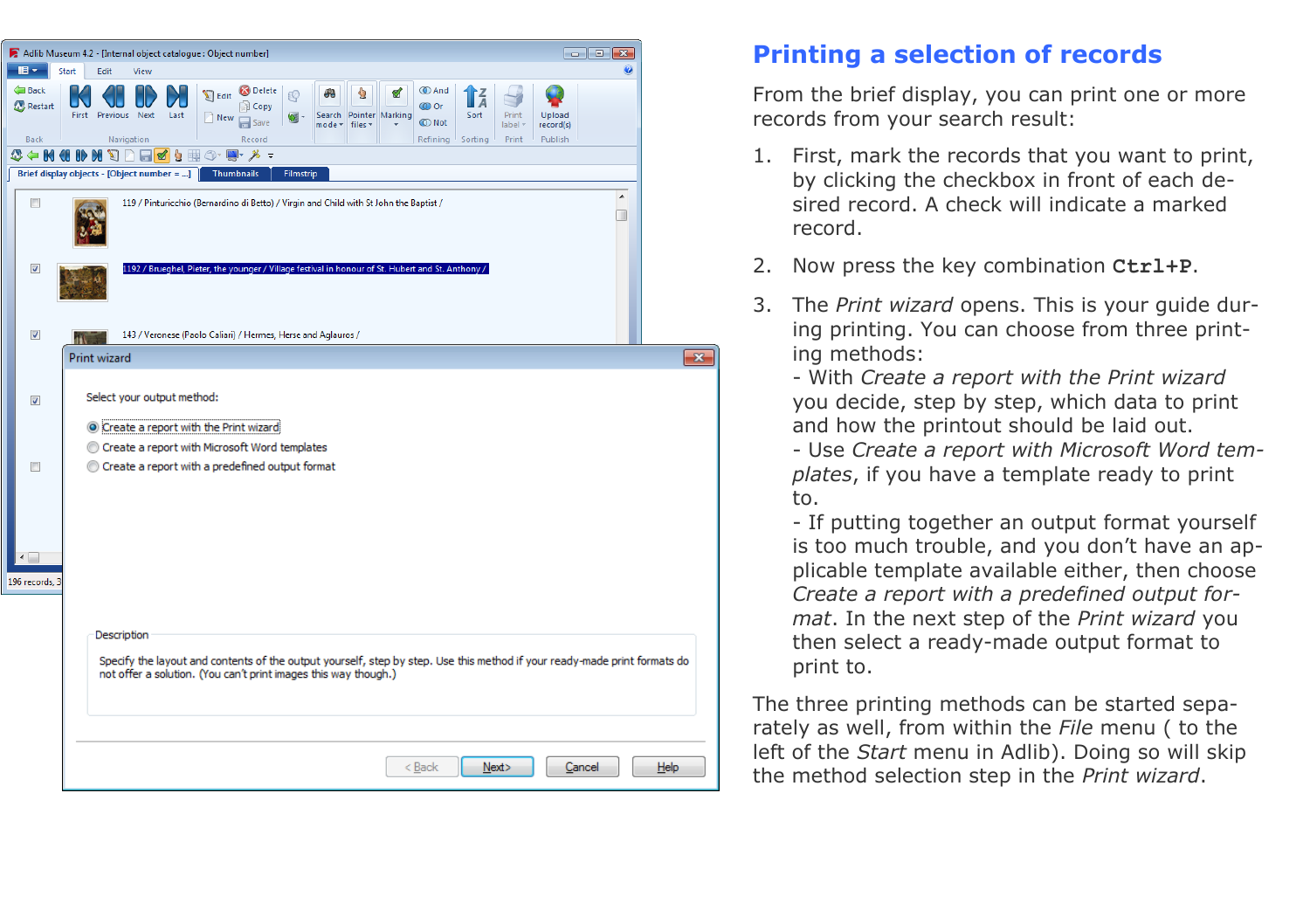## Printing a selection of records

From the brief display, you can print one or more records from your search result:

1. First, mark the records that you want to print, by clicking the checkbox in front of each desired record. A check will indicate a marked record.

2. Now press the key combination **Ctrl+P**.

3. The *Print wizard* opens. This is your guide during printing. You can choose from three printing methods:
   - With *Create a report with the Print wizard* you decide, step by step, which data to print and how the printout should be laid out.
   - Use *Create a report with Microsoft Word templates*, if you have a template ready to print to.
   - If putting together an output format yourself is too much trouble, and you don't have an applicable template available either, then choose *Create a report with a predefined output format*. In the next step of the *Print wizard* you then select a ready-made output format to print to.

The three printing methods can be started separately as well, from within the *File* menu ( to the left of the *Start* menu in Adlib). Doing so will skip the method selection step in the *Print wizard*.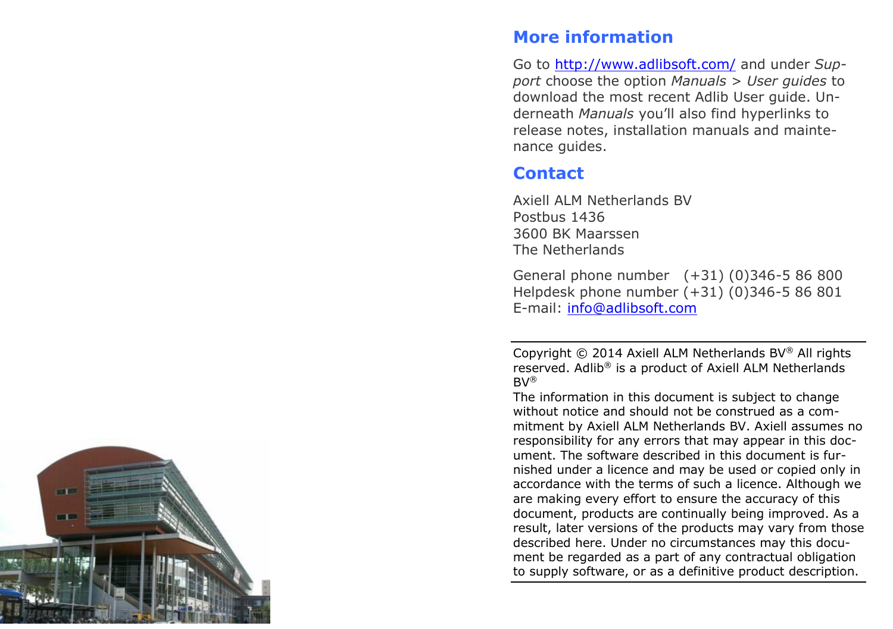## More information

Go to http://www.adlibsoft.com/ and under *Support* choose the option *Manuals* > *User guides* to download the most recent Adlib User guide. Underneath *Manuals* you'll also find hyperlinks to release notes, installation manuals and maintenance guides.

## Contact

Axiell ALM Netherlands BV
Postbus 1436
3600 BK Maarssen
The Netherlands

General phone number (+31) (0)346-5 86 800
Helpdesk phone number (+31) (0)346-5 86 801
E-mail: info@adlibsoft.com

---

Copyright © 2014 Axiell ALM Netherlands BV® All rights reserved. Adlib® is a product of Axiell ALM Netherlands BV®
The information in this document is subject to change without notice and should not be construed as a commitment by Axiell ALM Netherlands BV. Axiell assumes no responsibility for any errors that may appear in this document. The software described in this document is furnished under a licence and may be used or copied only in accordance with the terms of such a licence. Although we are making every effort to ensure the accuracy of this document, products are continually being improved. As a result, later versions of the products may vary from those described here. Under no circumstances may this document be regarded as a part of any contractual obligation to supply software, or as a definitive product description.

---